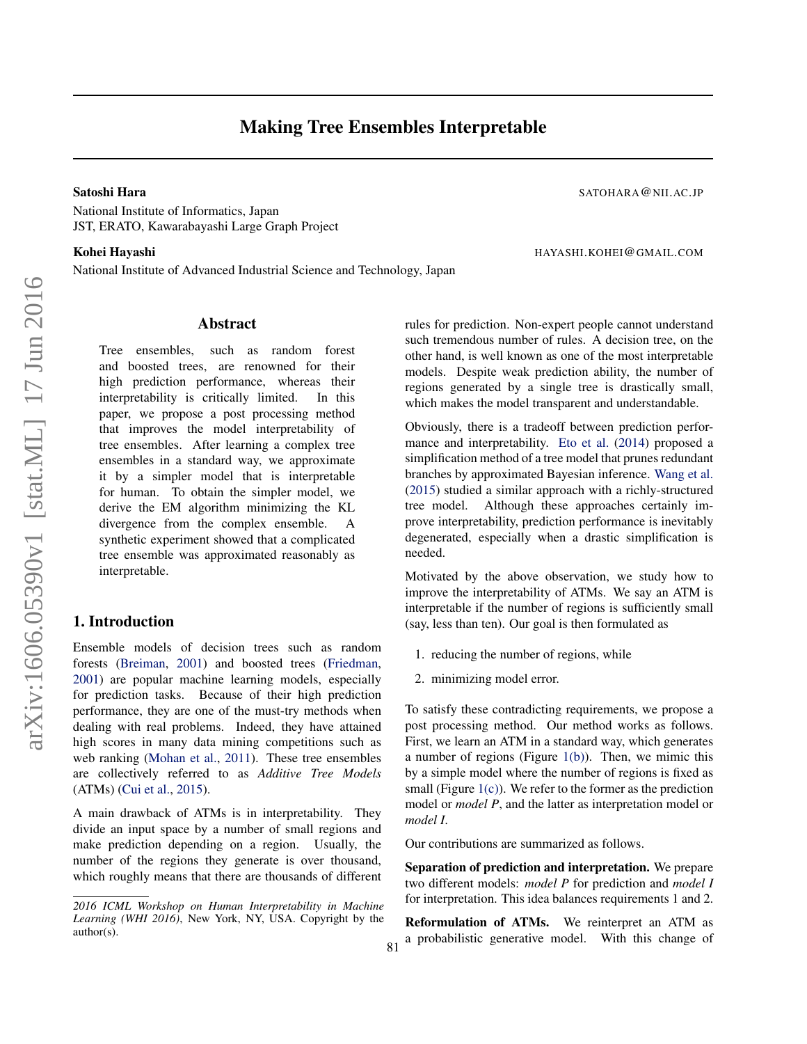# Making Tree Ensembles Interpretable

**Satoshi Hara** SATOHARA@NII.AC.JP

National Institute of Informatics, Japan
JST, ERATO, Kawarabayashi Large Graph Project

**Kohei Hayashi** HAYASHI.KOHEI@GMAIL.COM

National Institute of Advanced Industrial Science and Technology, Japan

## Abstract

Tree ensembles, such as random forest and boosted trees, are renowned for their high prediction performance, whereas their interpretability is critically limited. In this paper, we propose a post processing method that improves the model interpretability of tree ensembles. After learning a complex tree ensembles in a standard way, we approximate it by a simpler model that is interpretable for human. To obtain the simpler model, we derive the EM algorithm minimizing the KL divergence from the complex ensemble. A synthetic experiment showed that a complicated tree ensemble was approximated reasonably as interpretable.

## 1. Introduction

Ensemble models of decision trees such as random forests (Breiman, 2001) and boosted trees (Friedman, 2001) are popular machine learning models, especially for prediction tasks. Because of their high prediction performance, they are one of the must-try methods when dealing with real problems. Indeed, they have attained high scores in many data mining competitions such as web ranking (Mohan et al., 2011). These tree ensembles are collectively referred to as *Additive Tree Models* (ATMs) (Cui et al., 2015).

A main drawback of ATMs is in interpretability. They divide an input space by a number of small regions and make prediction depending on a region. Usually, the number of the regions they generate is over thousand, which roughly means that there are thousands of different rules for prediction. Non-expert people cannot understand such tremendous number of rules. A decision tree, on the other hand, is well known as one of the most interpretable models. Despite weak prediction ability, the number of regions generated by a single tree is drastically small, which makes the model transparent and understandable.

Obviously, there is a tradeoff between prediction performance and interpretability. Eto et al. (2014) proposed a simplification method of a tree model that prunes redundant branches by approximated Bayesian inference. Wang et al. (2015) studied a similar approach with a richly-structured tree model. Although these approaches certainly improve interpretability, prediction performance is inevitably degenerated, especially when a drastic simplification is needed.

Motivated by the above observation, we study how to improve the interpretability of ATMs. We say an ATM is interpretable if the number of regions is sufficiently small (say, less than ten). Our goal is then formulated as

1. reducing the number of regions, while
2. minimizing model error.

To satisfy these contradicting requirements, we propose a post processing method. Our method works as follows. First, we learn an ATM in a standard way, which generates a number of regions (Figure 1(b)). Then, we mimic this by a simple model where the number of regions is fixed as small (Figure 1(c)). We refer to the former as the prediction model or *model P*, and the latter as interpretation model or *model I*.

Our contributions are summarized as follows.

**Separation of prediction and interpretation.** We prepare two different models: *model P* for prediction and *model I* for interpretation. This idea balances requirements 1 and 2.

**Reformulation of ATMs.** We reinterpret an ATM as a probabilistic generative model. With this change of

*2016 ICML Workshop on Human Interpretability in Machine Learning (WHI 2016)*, New York, NY, USA. Copyright by the author(s).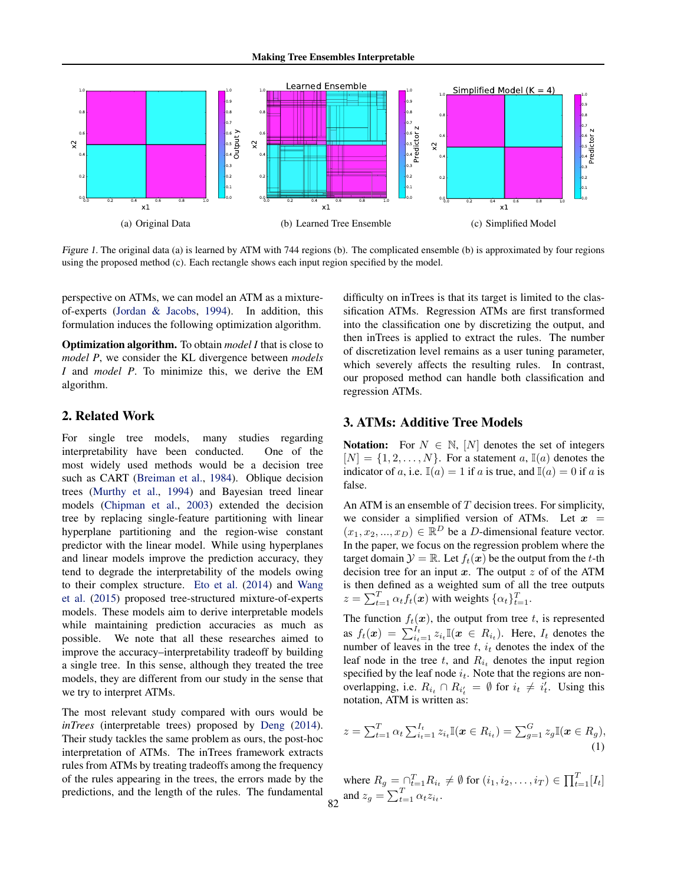(a) Original Data (b) Learned Tree Ensemble (c) Simplified Model

*Figure 1.* The original data (a) is learned by ATM with 744 regions (b). The complicated ensemble (b) is approximated by four regions using the proposed method (c). Each rectangle shows each input region specified by the model.

perspective on ATMs, we can model an ATM as a mixture-of-experts (Jordan & Jacobs, 1994). In addition, this formulation induces the following optimization algorithm.

**Optimization algorithm.** To obtain *model I* that is close to *model P*, we consider the KL divergence between *models I* and *model P*. To minimize this, we derive the EM algorithm.

## 2. Related Work

For single tree models, many studies regarding interpretability have been conducted. One of the most widely used methods would be a decision tree such as CART (Breiman et al., 1984). Oblique decision trees (Murthy et al., 1994) and Bayesian treed linear models (Chipman et al., 2003) extended the decision tree by replacing single-feature partitioning with linear hyperplane partitioning and the region-wise constant predictor with the linear model. While using hyperplanes and linear models improve the prediction accuracy, they tend to degrade the interpretability of the models owing to their complex structure. Eto et al. (2014) and Wang et al. (2015) proposed tree-structured mixture-of-experts models. These models aim to derive interpretable models while maintaining prediction accuracies as much as possible. We note that all these researches aimed to improve the accuracy–interpretability tradeoff by building a single tree. In this sense, although they treated the tree models, they are different from our study in the sense that we try to interpret ATMs.

The most relevant study compared with ours would be *inTrees* (interpretable trees) proposed by Deng (2014). Their study tackles the same problem as ours, the post-hoc interpretation of ATMs. The inTrees framework extracts rules from ATMs by treating tradeoffs among the frequency of the rules appearing in the trees, the errors made by the predictions, and the length of the rules. The fundamental difficulty on inTrees is that its target is limited to the classification ATMs. Regression ATMs are first transformed into the classification one by discretizing the output, and then inTrees is applied to extract the rules. The number of discretization level remains as a user tuning parameter, which severely affects the resulting rules. In contrast, our proposed method can handle both classification and regression ATMs.

## 3. ATMs: Additive Tree Models

**Notation:** For $N \in \mathbb{N}$, $[N]$ denotes the set of integers $[N] = \{1, 2, \ldots, N\}$. For a statement $a$, $\mathbb{I}(a)$ denotes the indicator of $a$, i.e. $\mathbb{I}(a) = 1$ if $a$ is true, and $\mathbb{I}(a) = 0$ if $a$ is false.

An ATM is an ensemble of $T$ decision trees. For simplicity, we consider a simplified version of ATMs. Let $\boldsymbol{x} = (x_1, x_2, ..., x_D) \in \mathbb{R}^D$ be a $D$-dimensional feature vector. In the paper, we focus on the regression problem where the target domain $\mathcal{Y} = \mathbb{R}$. Let $f_t(\boldsymbol{x})$ be the output from the $t$-th decision tree for an input $\boldsymbol{x}$. The output $z$ of of the ATM is then defined as a weighted sum of all the tree outputs $z = \sum_{t=1}^{T} \alpha_t f_t(\boldsymbol{x})$ with weights $\{\alpha_t\}_{t=1}^{T}$.

The function $f_t(\boldsymbol{x})$, the output from tree $t$, is represented as $f_t(\boldsymbol{x}) = \sum_{i_t=1}^{I_t} z_{i_t} \mathbb{I}(\boldsymbol{x} \in R_{i_t})$. Here, $I_t$ denotes the number of leaves in the tree $t$, $i_t$ denotes the index of the leaf node in the tree $t$, and $R_{i_t}$ denotes the input region specified by the leaf node $i_t$. Note that the regions are non-overlapping, i.e. $R_{i_t} \cap R_{i'_t} = \emptyset$ for $i_t \neq i'_t$. Using this notation, ATM is written as:

$$z = \sum_{t=1}^{T} \alpha_t \sum_{i_t=1}^{I_t} z_{i_t} \mathbb{I}(\boldsymbol{x} \in R_{i_t}) = \sum_{g=1}^{G} z_g \mathbb{I}(\boldsymbol{x} \in R_g), \tag{1}$$

where $R_g = \cap_{t=1}^{T} R_{i_t} \neq \emptyset$ for $(i_1, i_2, \ldots, i_T) \in \prod_{t=1}^{T} [I_t]$ and $z_g = \sum_{t=1}^{T} \alpha_t z_{i_t}$.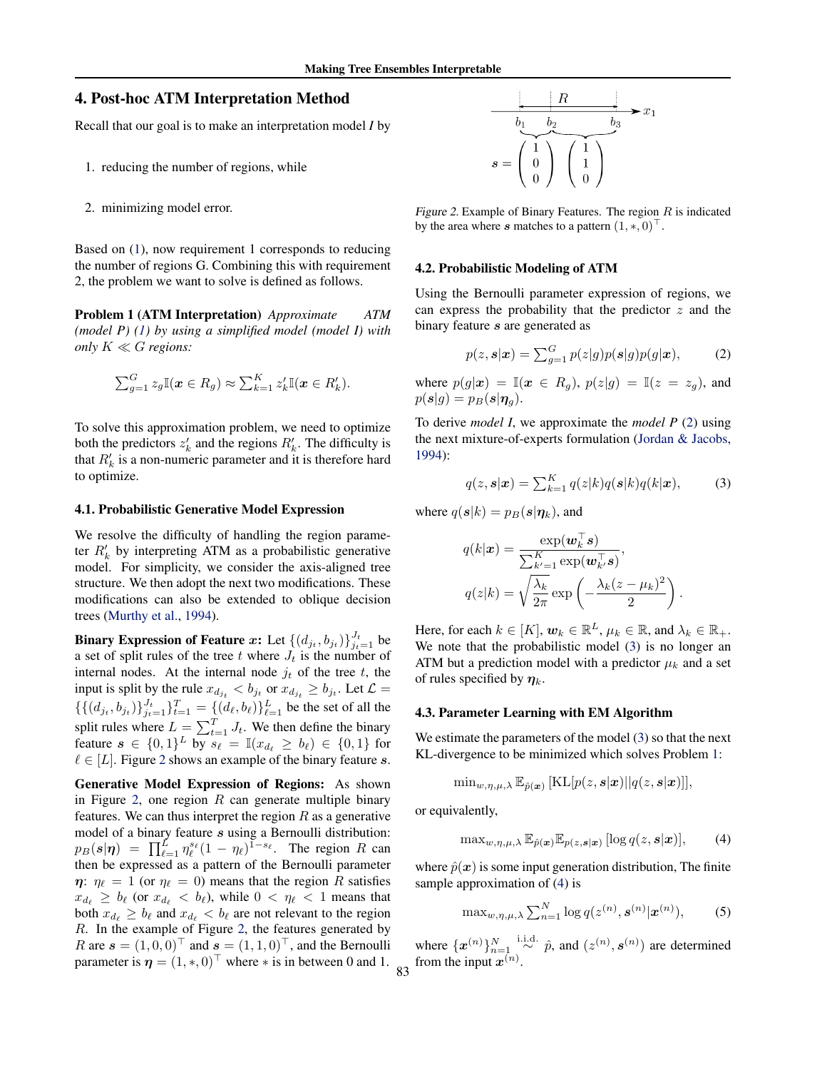## 4. Post-hoc ATM Interpretation Method

Recall that our goal is to make an interpretation model *I* by

1. reducing the number of regions, while
2. minimizing model error.

Based on (1), now requirement 1 corresponds to reducing the number of regions G. Combining this with requirement 2, the problem we want to solve is defined as follows.

**Problem 1 (ATM Interpretation)** *Approximate ATM (model P) (1) by using a simplified model (model I) with only $K \ll G$ regions:*

$$\sum_{g=1}^{G} z_g \mathbb{I}(\boldsymbol{x} \in R_g) \approx \sum_{k=1}^{K} z'_k \mathbb{I}(\boldsymbol{x} \in R'_k).$$

To solve this approximation problem, we need to optimize both the predictors $z'_k$ and the regions $R'_k$. The difficulty is that $R'_k$ is a non-numeric parameter and it is therefore hard to optimize.

### 4.1. Probabilistic Generative Model Expression

We resolve the difficulty of handling the region parameter $R'_k$ by interpreting ATM as a probabilistic generative model. For simplicity, we consider the axis-aligned tree structure. We then adopt the next two modifications. These modifications can also be extended to oblique decision trees (Murthy et al., 1994).

**Binary Expression of Feature $\boldsymbol{x}$:** Let $\{(d_{j_t}, b_{j_t})\}_{j_t=1}^{J_t}$ be a set of split rules of the tree $t$ where $J_t$ is the number of internal nodes. At the internal node $j_t$ of the tree $t$, the input is split by the rule $x_{d_{j_t}} < b_{j_t}$ or $x_{d_{j_t}} \geq b_{j_t}$. Let $\mathcal{L} = \{\{(d_{j_t}, b_{j_t})\}_{j_t=1}^{J_t}\}_{t=1}^{T} = \{(d_\ell, b_\ell)\}_{\ell=1}^{L}$ be the set of all the split rules where $L = \sum_{t=1}^{T} J_t$. We then define the binary feature $\boldsymbol{s} \in \{0,1\}^L$ by $s_\ell = \mathbb{I}(x_{d_\ell} \geq b_\ell) \in \{0,1\}$ for $\ell \in [L]$. Figure 2 shows an example of the binary feature $\boldsymbol{s}$.

**Generative Model Expression of Regions:** As shown in Figure 2, one region $R$ can generate multiple binary features. We can thus interpret the region $R$ as a generative model of a binary feature $\boldsymbol{s}$ using a Bernoulli distribution: $p_B(\boldsymbol{s}|\boldsymbol{\eta}) = \prod_{\ell=1}^{L} \eta_\ell^{s_\ell}(1-\eta_\ell)^{1-s_\ell}$. The region $R$ can then be expressed as a pattern of the Bernoulli parameter $\boldsymbol{\eta}$: $\eta_\ell = 1$ (or $\eta_\ell = 0$) means that the region $R$ satisfies $x_{d_\ell} \geq b_\ell$ (or $x_{d_\ell} < b_\ell$), while $0 < \eta_\ell < 1$ means that both $x_{d_\ell} \geq b_\ell$ and $x_{d_\ell} < b_\ell$ are not relevant to the region $R$. In the example of Figure 2, the features generated by $R$ are $\boldsymbol{s} = (1,0,0)^\top$ and $\boldsymbol{s} = (1,1,0)^\top$, and the Bernoulli parameter is $\boldsymbol{\eta} = (1,*,0)^\top$ where $*$ is in between 0 and 1.

$$\boldsymbol{s} = \begin{pmatrix} 1 \\ 0 \\ 0 \end{pmatrix} \quad \begin{pmatrix} 1 \\ 1 \\ 0 \end{pmatrix}$$

*Figure 2.* Example of Binary Features. The region $R$ is indicated by the area where $\boldsymbol{s}$ matches to a pattern $(1,*,0)^\top$.

### 4.2. Probabilistic Modeling of ATM

Using the Bernoulli parameter expression of regions, we can express the probability that the predictor $z$ and the binary feature $\boldsymbol{s}$ are generated as

$$p(z, \boldsymbol{s}|\boldsymbol{x}) = \sum_{g=1}^{G} p(z|g)p(\boldsymbol{s}|g)p(g|\boldsymbol{x}), \tag{2}$$

where $p(g|\boldsymbol{x}) = \mathbb{I}(\boldsymbol{x} \in R_g)$, $p(z|g) = \mathbb{I}(z = z_g)$, and $p(\boldsymbol{s}|g) = p_B(\boldsymbol{s}|\boldsymbol{\eta}_g)$.

To derive *model I*, we approximate the *model P* (2) using the next mixture-of-experts formulation (Jordan & Jacobs, 1994):

$$q(z, \boldsymbol{s}|\boldsymbol{x}) = \sum_{k=1}^{K} q(z|k)q(\boldsymbol{s}|k)q(k|\boldsymbol{x}), \tag{3}$$

where $q(\boldsymbol{s}|k) = p_B(\boldsymbol{s}|\boldsymbol{\eta}_k)$, and

$$q(k|\boldsymbol{x}) = \frac{\exp(\boldsymbol{w}_k^\top \boldsymbol{s})}{\sum_{k'=1}^{K} \exp(\boldsymbol{w}_{k'}^\top \boldsymbol{s})},$$

$$q(z|k) = \sqrt{\frac{\lambda_k}{2\pi}} \exp\left(-\frac{\lambda_k (z - \mu_k)^2}{2}\right).$$

Here, for each $k \in [K]$, $\boldsymbol{w}_k \in \mathbb{R}^L$, $\mu_k \in \mathbb{R}$, and $\lambda_k \in \mathbb{R}_+$. We note that the probabilistic model (3) is no longer an ATM but a prediction model with a predictor $\mu_k$ and a set of rules specified by $\boldsymbol{\eta}_k$.

### 4.3. Parameter Learning with EM Algorithm

We estimate the parameters of the model (3) so that the next KL-divergence to be minimized which solves Problem 1:

$$\min_{w,\eta,\mu,\lambda} \mathbb{E}_{\hat{p}(\boldsymbol{x})} \left[\mathrm{KL}[p(z, \boldsymbol{s}|\boldsymbol{x}) || q(z, \boldsymbol{s}|\boldsymbol{x})]\right],$$

or equivalently,

$$\max_{w,\eta,\mu,\lambda} \mathbb{E}_{\hat{p}(\boldsymbol{x})} \mathbb{E}_{p(z,\boldsymbol{s}|\boldsymbol{x})} \left[\log q(z, \boldsymbol{s}|\boldsymbol{x})\right], \tag{4}$$

where $\hat{p}(\boldsymbol{x})$ is some input generation distribution, The finite sample approximation of (4) is

$$\max_{w,\eta,\mu,\lambda} \sum_{n=1}^{N} \log q(z^{(n)}, \boldsymbol{s}^{(n)}|\boldsymbol{x}^{(n)}), \tag{5}$$

where $\{\boldsymbol{x}^{(n)}\}_{n=1}^{N} \overset{\text{i.i.d.}}{\sim} \hat{p}$, and $(z^{(n)}, \boldsymbol{s}^{(n)})$ are determined from the input $\boldsymbol{x}^{(n)}$.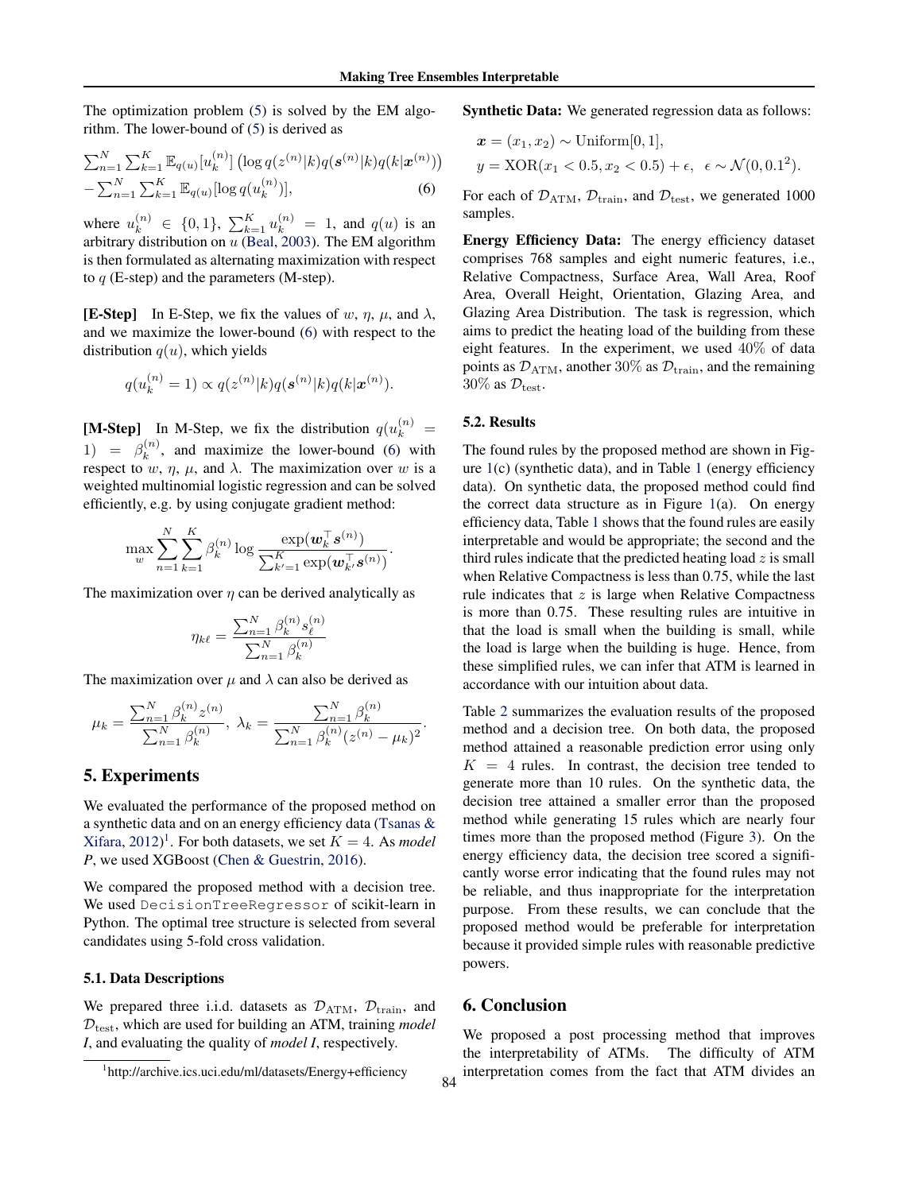The optimization problem (5) is solved by the EM algorithm. The lower-bound of (5) is derived as

$$\sum_{n=1}^{N}\sum_{k=1}^{K}\mathbb{E}_{q(u)}[u_k^{(n)}]\left(\log q(z^{(n)}|k)q(\boldsymbol{s}^{(n)}|k)q(k|\boldsymbol{x}^{(n)})\right)$$
$$-\sum_{n=1}^{N}\sum_{k=1}^{K}\mathbb{E}_{q(u)}[\log q(u_k^{(n)})], \tag{6}$$

where $u_k^{(n)} \in \{0,1\}$, $\sum_{k=1}^{K} u_k^{(n)} = 1$, and $q(u)$ is an arbitrary distribution on $u$ (Beal, 2003). The EM algorithm is then formulated as alternating maximization with respect to $q$ (E-step) and the parameters (M-step).

**[E-Step]** In E-Step, we fix the values of $w$, $\eta$, $\mu$, and $\lambda$, and we maximize the lower-bound (6) with respect to the distribution $q(u)$, which yields

$$q(u_k^{(n)} = 1) \propto q(z^{(n)}|k)q(\boldsymbol{s}^{(n)}|k)q(k|\boldsymbol{x}^{(n)}).$$

**[M-Step]** In M-Step, we fix the distribution $q(u_k^{(n)} = 1) = \beta_k^{(n)}$, and maximize the lower-bound (6) with respect to $w$, $\eta$, $\mu$, and $\lambda$. The maximization over $w$ is a weighted multinomial logistic regression and can be solved efficiently, e.g. by using conjugate gradient method:

$$\max_{w} \sum_{n=1}^{N}\sum_{k=1}^{K}\beta_k^{(n)} \log \frac{\exp(\boldsymbol{w}_k^\top \boldsymbol{s}^{(n)})}{\sum_{k'=1}^{K}\exp(\boldsymbol{w}_{k'}^\top \boldsymbol{s}^{(n)})}.$$

The maximization over $\eta$ can be derived analytically as

$$\eta_{k\ell} = \frac{\sum_{n=1}^{N}\beta_k^{(n)} s_\ell^{(n)}}{\sum_{n=1}^{N}\beta_k^{(n)}}$$

The maximization over $\mu$ and $\lambda$ can also be derived as

$$\mu_k = \frac{\sum_{n=1}^{N}\beta_k^{(n)} z^{(n)}}{\sum_{n=1}^{N}\beta_k^{(n)}},\ \lambda_k = \frac{\sum_{n=1}^{N}\beta_k^{(n)}}{\sum_{n=1}^{N}\beta_k^{(n)}(z^{(n)} - \mu_k)^2}.$$

## 5. Experiments

We evaluated the performance of the proposed method on a synthetic data and on an energy efficiency data (Tsanas & Xifara, 2012)[1]. For both datasets, we set $K = 4$. As *model P*, we used XGBoost (Chen & Guestrin, 2016).

We compared the proposed method with a decision tree. We used `DecisionTreeRegressor` of scikit-learn in Python. The optimal tree structure is selected from several candidates using 5-fold cross validation.

### 5.1. Data Descriptions

We prepared three i.i.d. datasets as $\mathcal{D}_{\mathrm{ATM}}$, $\mathcal{D}_{\mathrm{train}}$, and $\mathcal{D}_{\mathrm{test}}$, which are used for building an ATM, training *model I*, and evaluating the quality of *model I*, respectively.

[1] http://archive.ics.uci.edu/ml/datasets/Energy+efficiency

**Synthetic Data:** We generated regression data as follows:

$$\boldsymbol{x} = (x_1, x_2) \sim \mathrm{Uniform}[0,1],$$
$$y = \mathrm{XOR}(x_1 < 0.5, x_2 < 0.5) + \epsilon,\ \ \epsilon \sim \mathcal{N}(0, 0.1^2).$$

For each of $\mathcal{D}_{\mathrm{ATM}}$, $\mathcal{D}_{\mathrm{train}}$, and $\mathcal{D}_{\mathrm{test}}$, we generated 1000 samples.

**Energy Efficiency Data:** The energy efficiency dataset comprises 768 samples and eight numeric features, i.e., Relative Compactness, Surface Area, Wall Area, Roof Area, Overall Height, Orientation, Glazing Area, and Glazing Area Distribution. The task is regression, which aims to predict the heating load of the building from these eight features. In the experiment, we used 40% of data points as $\mathcal{D}_{\mathrm{ATM}}$, another 30% as $\mathcal{D}_{\mathrm{train}}$, and the remaining 30% as $\mathcal{D}_{\mathrm{test}}$.

### 5.2. Results

The found rules by the proposed method are shown in Figure 1(c) (synthetic data), and in Table 1 (energy efficiency data). On synthetic data, the proposed method could find the correct data structure as in Figure 1(a). On energy efficiency data, Table 1 shows that the found rules are easily interpretable and would be appropriate; the second and the third rules indicate that the predicted heating load $z$ is small when Relative Compactness is less than 0.75, while the last rule indicates that $z$ is large when Relative Compactness is more than 0.75. These resulting rules are intuitive in that the load is small when the building is small, while the load is large when the building is huge. Hence, from these simplified rules, we can infer that ATM is learned in accordance with our intuition about data.

Table 2 summarizes the evaluation results of the proposed method and a decision tree. On both data, the proposed method attained a reasonable prediction error using only $K = 4$ rules. In contrast, the decision tree tended to generate more than 10 rules. On the synthetic data, the decision tree attained a smaller error than the proposed method while generating 15 rules which are nearly four times more than the proposed method (Figure 3). On the energy efficiency data, the decision tree scored a significantly worse error indicating that the found rules may not be reliable, and thus inappropriate for the interpretation purpose. From these results, we can conclude that the proposed method would be preferable for interpretation because it provided simple rules with reasonable predictive powers.

## 6. Conclusion

We proposed a post processing method that improves the interpretability of ATMs. The difficulty of ATM interpretation comes from the fact that ATM divides an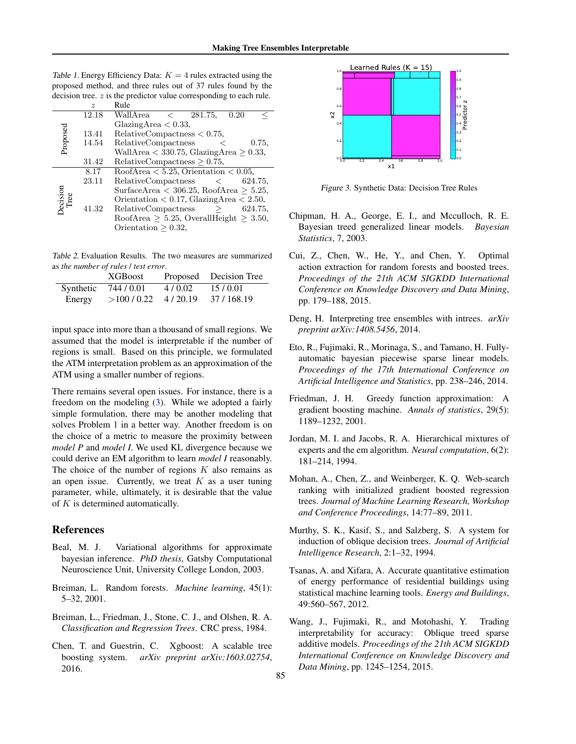Table 1. Energy Efficiency Data: $K = 4$ rules extracted using the proposed method, and three rules out of 37 rules found by the decision tree. $z$ is the predictor value corresponding to each rule.

| | $z$ | Rule |
|---|---|---|
| Proposed | 12.18 | WallArea $<$ 281.75, 0.20 $\leq$ GlazingArea $<$ 0.33, |
| | 13.41 | RelativeCompactness $<$ 0.75, |
| | 14.54 | RelativeCompactness $<$ 0.75, WallArea $<$ 330.75, GlazingArea $\geq$ 0.33, |
| | 31.42 | RelativeCompactness $\geq$ 0.75, |
| Decision Tree | 8.17 | RoofArea $<$ 5.25, Orientation $<$ 0.05, |
| | 23.11 | RelativeCompactness $<$ 624.75, SurfaceArea $<$ 306.25, RoofArea $\geq$ 5.25, Orientation $<$ 0.17, GlazingArea $<$ 2.50, |
| | 41.32 | RelativeCompactness $\geq$ 624.75, RoofArea $\geq$ 5.25, OverallHeight $\geq$ 3.50, Orientation $\geq$ 0.32, |

Table 2. Evaluation Results. The two measures are summarized as *the number of rules* / *test error*.

| | XGBoost | Proposed | Decision Tree |
|---|---|---|---|
| Synthetic | 744 / 0.01 | 4 / 0.02 | 15 / 0.01 |
| Energy | >100 / 0.22 | 4 / 20.19 | 37 / 168.19 |

Learned Rules (K = 15)

x1

x2

Predictor z

Figure 3. Synthetic Data: Decision Tree Rules

input space into more than a thousand of small regions. We assumed that the model is interpretable if the number of regions is small. Based on this principle, we formulated the ATM interpretation problem as an approximation of the ATM using a smaller number of regions.

There remains several open issues. For instance, there is a freedom on the modeling (3). While we adopted a fairly simple formulation, there may be another modeling that solves Problem 1 in a better way. Another freedom is on the choice of a metric to measure the proximity between *model P* and *model I*. We used KL divergence because we could derive an EM algorithm to learn *model I* reasonably. The choice of the number of regions $K$ also remains as an open issue. Currently, we treat $K$ as a user tuning parameter, while, ultimately, it is desirable that the value of $K$ is determined automatically.

## References

Beal, M. J. Variational algorithms for approximate bayesian inference. *PhD thesis*, Gatsby Computational Neuroscience Unit, University College London, 2003.

Breiman, L. Random forests. *Machine learning*, 45(1): 5–32, 2001.

Breiman, L., Friedman, J., Stone, C. J., and Olshen, R. A. *Classification and Regression Trees*. CRC press, 1984.

Chen, T. and Guestrin, C. Xgboost: A scalable tree boosting system. *arXiv preprint arXiv:1603.02754*, 2016.

Chipman, H. A., George, E. I., and Mcculloch, R. E. Bayesian treed generalized linear models. *Bayesian Statistics*, 7, 2003.

Cui, Z., Chen, W., He, Y., and Chen, Y. Optimal action extraction for random forests and boosted trees. *Proceedings of the 21th ACM SIGKDD International Conference on Knowledge Discovery and Data Mining*, pp. 179–188, 2015.

Deng, H. Interpreting tree ensembles with intrees. *arXiv preprint arXiv:1408.5456*, 2014.

Eto, R., Fujimaki, R., Morinaga, S., and Tamano, H. Fully-automatic bayesian piecewise sparse linear models. *Proceedings of the 17th International Conference on Artificial Intelligence and Statistics*, pp. 238–246, 2014.

Friedman, J. H. Greedy function approximation: A gradient boosting machine. *Annals of statistics*, 29(5): 1189–1232, 2001.

Jordan, M. I. and Jacobs, R. A. Hierarchical mixtures of experts and the em algorithm. *Neural computation*, 6(2): 181–214, 1994.

Mohan, A., Chen, Z., and Weinberger, K. Q. Web-search ranking with initialized gradient boosted regression trees. *Journal of Machine Learning Research, Workshop and Conference Proceedings*, 14:77–89, 2011.

Murthy, S. K., Kasif, S., and Salzberg, S. A system for induction of oblique decision trees. *Journal of Artificial Intelligence Research*, 2:1–32, 1994.

Tsanas, A. and Xifara, A. Accurate quantitative estimation of energy performance of residential buildings using statistical machine learning tools. *Energy and Buildings*, 49:560–567, 2012.

Wang, J., Fujimaki, R., and Motohashi, Y. Trading interpretability for accuracy: Oblique treed sparse additive models. *Proceedings of the 21th ACM SIGKDD International Conference on Knowledge Discovery and Data Mining*, pp. 1245–1254, 2015.